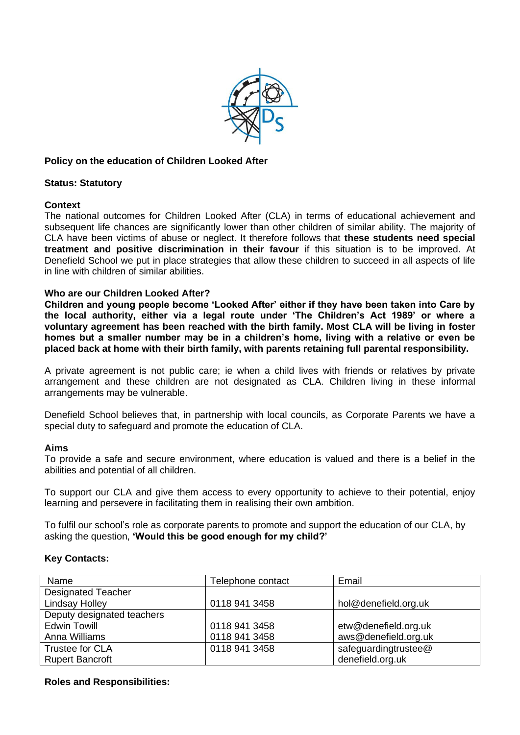**Policy on the education of Children Looked After**

**Status: Statutory**

**Context**

The national outcomes for Children Looked After (CLA) in terms of educational achievement and subsequent life chances are significantly lower than other children of similar ability. The majority of CLA have been victims of abuse or neglect. It therefore follows that **these students need special treatment and positive discrimination in their favour** if this situation is to be improved. At Denefield School we put in place strategies that allow these children to succeed in all aspects of life in line with children of similar abilities.

**Who are our Children Looked After?**

**Children and young people become 'Looked After' either if they have been taken into Care by the local authority, either via a legal route under 'The Children's Act 1989' or where a voluntary agreement has been reached with the birth family. Most CLA will be living in foster homes but a smaller number may be in a children's home, living with a relative or even be placed back at home with their birth family, with parents retaining full parental responsibility.**

A private agreement is not public care; ie when a child lives with friends or relatives by private arrangement and these children are not designated as CLA. Children living in these informal arrangements may be vulnerable.

Denefield School believes that, in partnership with local councils, as Corporate Parents we have a special duty to safeguard and promote the education of CLA.

**Aims**

To provide a safe and secure environment, where education is valued and there is a belief in the abilities and potential of all children.

To support our CLA and give them access to every opportunity to achieve to their potential, enjoy learning and persevere in facilitating them in realising their own ambition.

To fulfil our school's role as corporate parents to promote and support the education of our CLA, by asking the question, **'Would this be good enough for my child?'**

**Key Contacts:**

| Name | Telephone contact | Email |
|---|---|---|
| Designated Teacher<br>Lindsay Holley | 0118 941 3458 | hol@denefield.org.uk |
| Deputy designated teachers<br>Edwin Towill<br>Anna Williams | <br>0118 941 3458<br>0118 941 3458 | <br>etw@denefield.org.uk<br>aws@denefield.org.uk |
| Trustee for CLA<br>Rupert Bancroft | 0118 941 3458 | safeguardingtrustee@denefield.org.uk |

**Roles and Responsibilities:**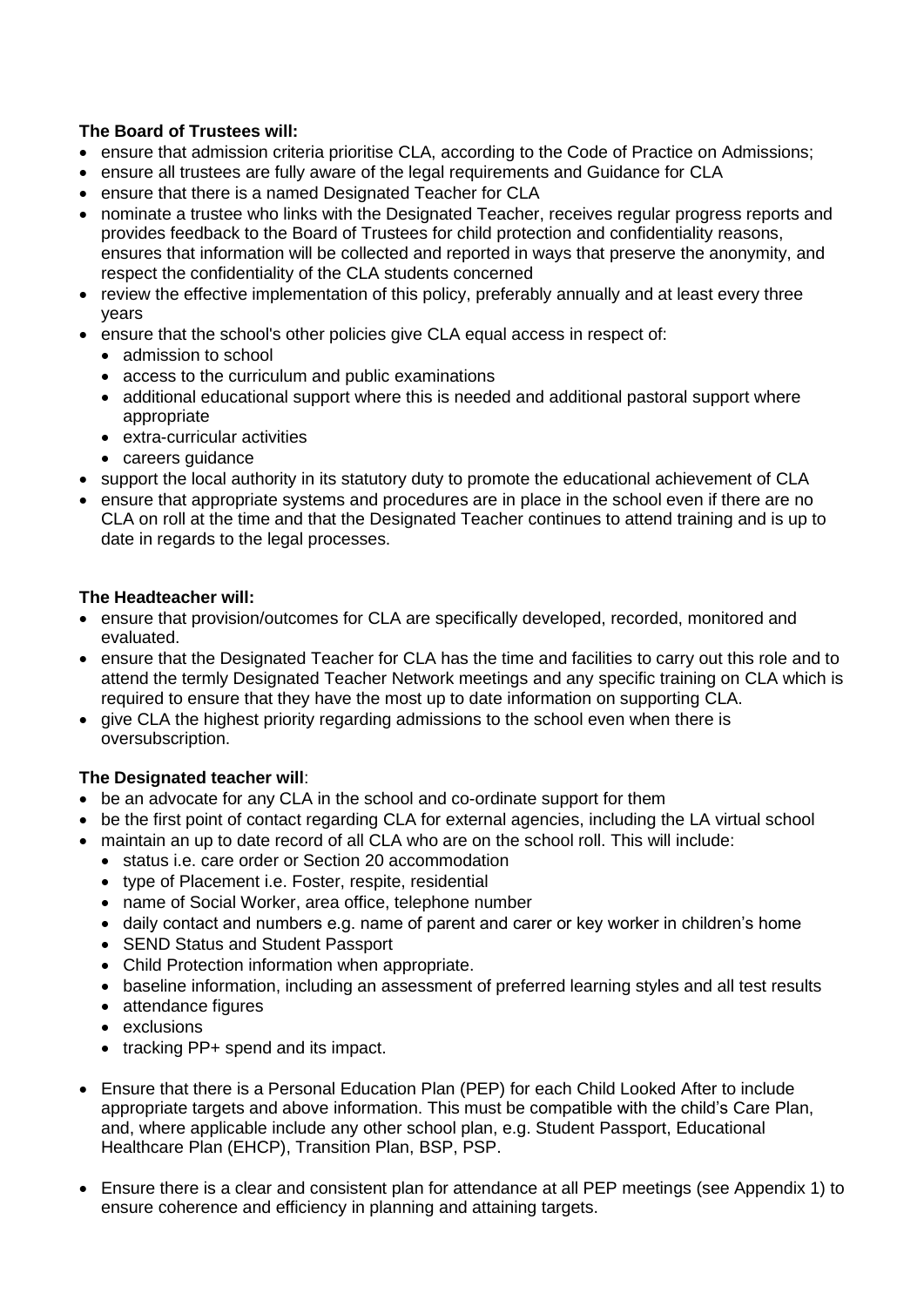**The Board of Trustees will:**

- ensure that admission criteria prioritise CLA, according to the Code of Practice on Admissions;
- ensure all trustees are fully aware of the legal requirements and Guidance for CLA
- ensure that there is a named Designated Teacher for CLA
- nominate a trustee who links with the Designated Teacher, receives regular progress reports and provides feedback to the Board of Trustees for child protection and confidentiality reasons, ensures that information will be collected and reported in ways that preserve the anonymity, and respect the confidentiality of the CLA students concerned
- review the effective implementation of this policy, preferably annually and at least every three years
- ensure that the school's other policies give CLA equal access in respect of:
  - admission to school
  - access to the curriculum and public examinations
  - additional educational support where this is needed and additional pastoral support where appropriate
  - extra-curricular activities
  - careers guidance
- support the local authority in its statutory duty to promote the educational achievement of CLA
- ensure that appropriate systems and procedures are in place in the school even if there are no CLA on roll at the time and that the Designated Teacher continues to attend training and is up to date in regards to the legal processes.

**The Headteacher will:**

- ensure that provision/outcomes for CLA are specifically developed, recorded, monitored and evaluated.
- ensure that the Designated Teacher for CLA has the time and facilities to carry out this role and to attend the termly Designated Teacher Network meetings and any specific training on CLA which is required to ensure that they have the most up to date information on supporting CLA.
- give CLA the highest priority regarding admissions to the school even when there is oversubscription.

**The Designated teacher will**:

- be an advocate for any CLA in the school and co-ordinate support for them
- be the first point of contact regarding CLA for external agencies, including the LA virtual school
- maintain an up to date record of all CLA who are on the school roll. This will include:
  - status i.e. care order or Section 20 accommodation
  - type of Placement i.e. Foster, respite, residential
  - name of Social Worker, area office, telephone number
  - daily contact and numbers e.g. name of parent and carer or key worker in children's home
  - SEND Status and Student Passport
  - Child Protection information when appropriate.
  - baseline information, including an assessment of preferred learning styles and all test results
  - attendance figures
  - exclusions
  - tracking PP+ spend and its impact.

- Ensure that there is a Personal Education Plan (PEP) for each Child Looked After to include appropriate targets and above information. This must be compatible with the child's Care Plan, and, where applicable include any other school plan, e.g. Student Passport, Educational Healthcare Plan (EHCP), Transition Plan, BSP, PSP.

- Ensure there is a clear and consistent plan for attendance at all PEP meetings (see Appendix 1) to ensure coherence and efficiency in planning and attaining targets.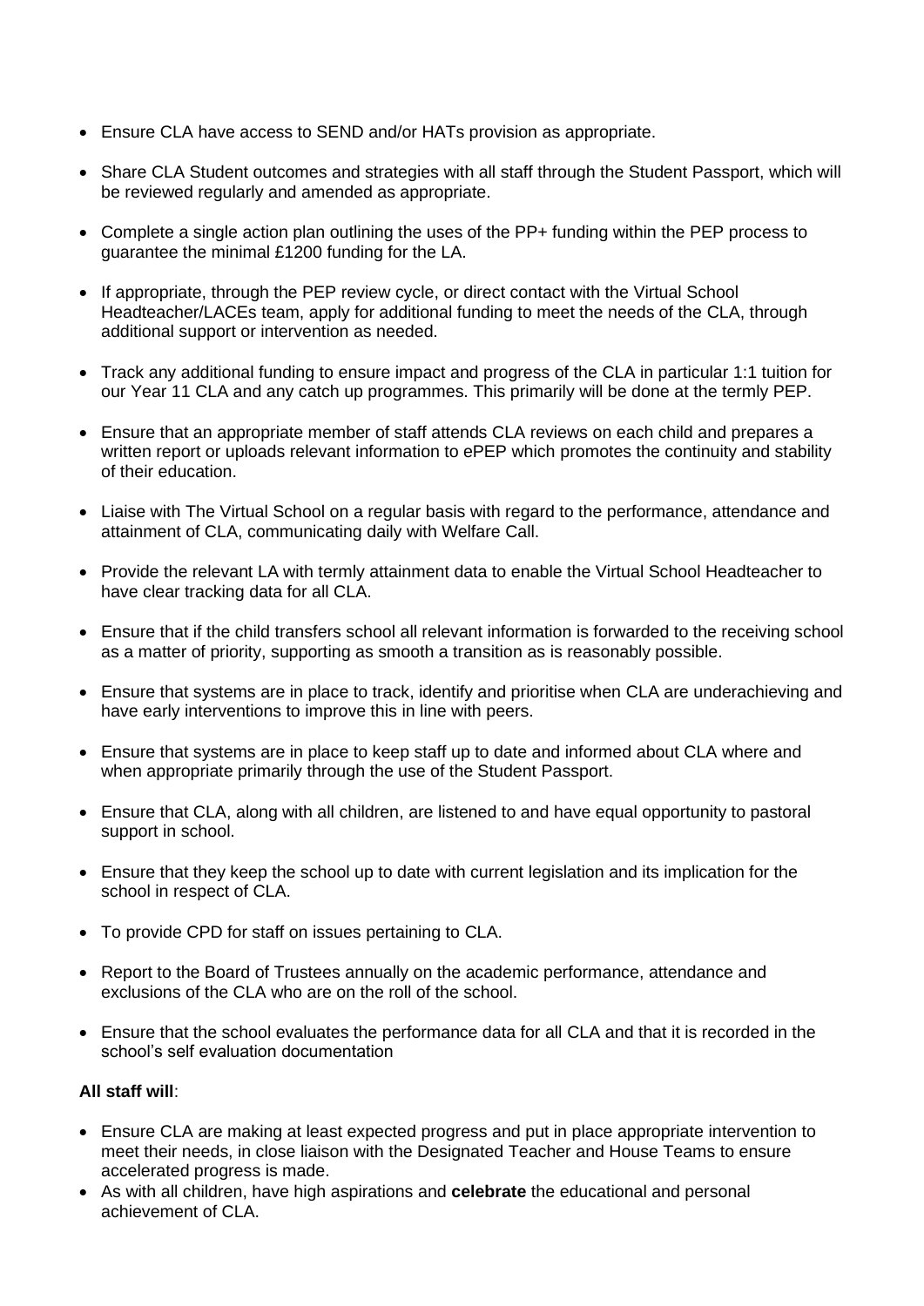- Ensure CLA have access to SEND and/or HATs provision as appropriate.
- Share CLA Student outcomes and strategies with all staff through the Student Passport, which will be reviewed regularly and amended as appropriate.
- Complete a single action plan outlining the uses of the PP+ funding within the PEP process to guarantee the minimal £1200 funding for the LA.
- If appropriate, through the PEP review cycle, or direct contact with the Virtual School Headteacher/LACEs team, apply for additional funding to meet the needs of the CLA, through additional support or intervention as needed.
- Track any additional funding to ensure impact and progress of the CLA in particular 1:1 tuition for our Year 11 CLA and any catch up programmes. This primarily will be done at the termly PEP.
- Ensure that an appropriate member of staff attends CLA reviews on each child and prepares a written report or uploads relevant information to ePEP which promotes the continuity and stability of their education.
- Liaise with The Virtual School on a regular basis with regard to the performance, attendance and attainment of CLA, communicating daily with Welfare Call.
- Provide the relevant LA with termly attainment data to enable the Virtual School Headteacher to have clear tracking data for all CLA.
- Ensure that if the child transfers school all relevant information is forwarded to the receiving school as a matter of priority, supporting as smooth a transition as is reasonably possible.
- Ensure that systems are in place to track, identify and prioritise when CLA are underachieving and have early interventions to improve this in line with peers.
- Ensure that systems are in place to keep staff up to date and informed about CLA where and when appropriate primarily through the use of the Student Passport.
- Ensure that CLA, along with all children, are listened to and have equal opportunity to pastoral support in school.
- Ensure that they keep the school up to date with current legislation and its implication for the school in respect of CLA.
- To provide CPD for staff on issues pertaining to CLA.
- Report to the Board of Trustees annually on the academic performance, attendance and exclusions of the CLA who are on the roll of the school.
- Ensure that the school evaluates the performance data for all CLA and that it is recorded in the school's self evaluation documentation

**All staff will**:

- Ensure CLA are making at least expected progress and put in place appropriate intervention to meet their needs, in close liaison with the Designated Teacher and House Teams to ensure accelerated progress is made.
- As with all children, have high aspirations and **celebrate** the educational and personal achievement of CLA.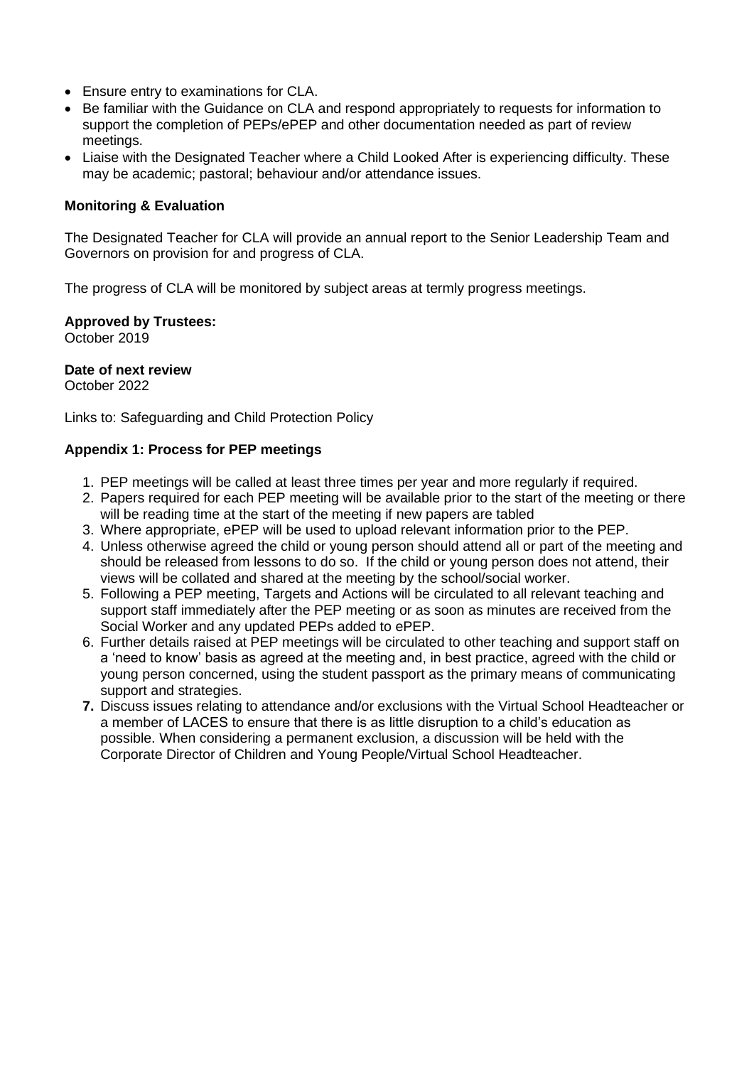- Ensure entry to examinations for CLA.
- Be familiar with the Guidance on CLA and respond appropriately to requests for information to support the completion of PEPs/ePEP and other documentation needed as part of review meetings.
- Liaise with the Designated Teacher where a Child Looked After is experiencing difficulty. These may be academic; pastoral; behaviour and/or attendance issues.

**Monitoring & Evaluation**

The Designated Teacher for CLA will provide an annual report to the Senior Leadership Team and Governors on provision for and progress of CLA.

The progress of CLA will be monitored by subject areas at termly progress meetings.

**Approved by Trustees:**
October 2019

**Date of next review**
October 2022

Links to: Safeguarding and Child Protection Policy

**Appendix 1: Process for PEP meetings**

1. PEP meetings will be called at least three times per year and more regularly if required.
2. Papers required for each PEP meeting will be available prior to the start of the meeting or there will be reading time at the start of the meeting if new papers are tabled
3. Where appropriate, ePEP will be used to upload relevant information prior to the PEP.
4. Unless otherwise agreed the child or young person should attend all or part of the meeting and should be released from lessons to do so. If the child or young person does not attend, their views will be collated and shared at the meeting by the school/social worker.
5. Following a PEP meeting, Targets and Actions will be circulated to all relevant teaching and support staff immediately after the PEP meeting or as soon as minutes are received from the Social Worker and any updated PEPs added to ePEP.
6. Further details raised at PEP meetings will be circulated to other teaching and support staff on a 'need to know' basis as agreed at the meeting and, in best practice, agreed with the child or young person concerned, using the student passport as the primary means of communicating support and strategies.
7. Discuss issues relating to attendance and/or exclusions with the Virtual School Headteacher or a member of LACES to ensure that there is as little disruption to a child's education as possible. When considering a permanent exclusion, a discussion will be held with the Corporate Director of Children and Young People/Virtual School Headteacher.